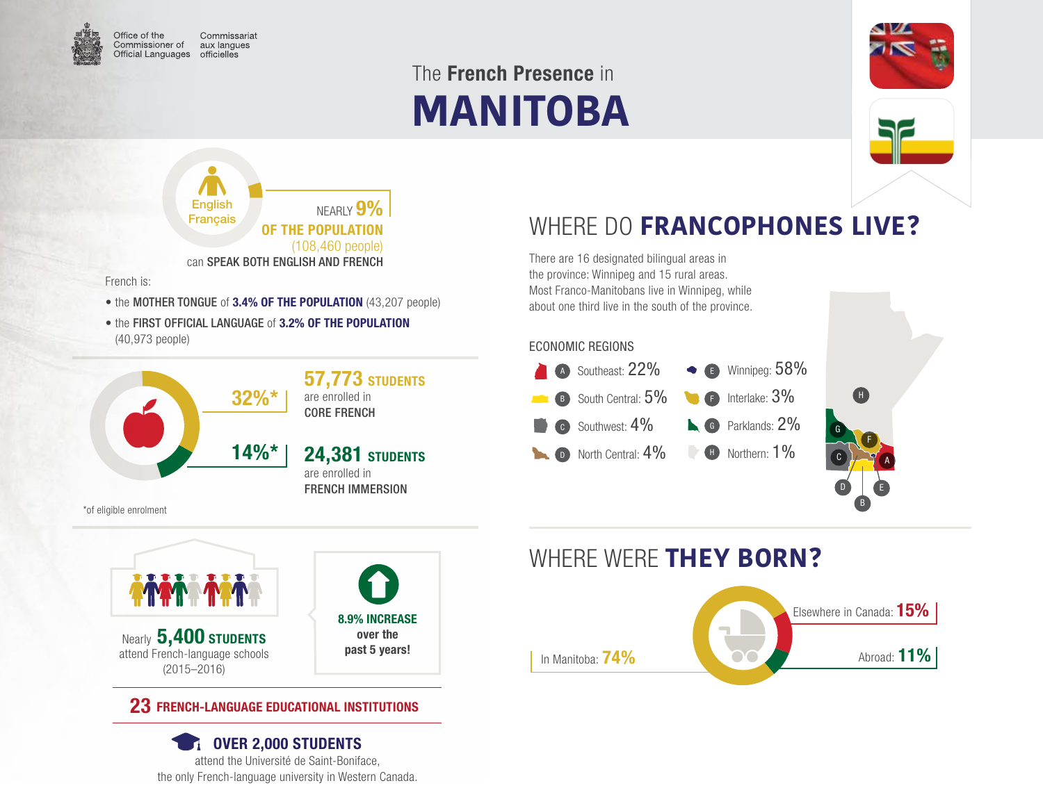Office of the Commissioner of Official Languages | Commissariat aux langues officielles

# The **French Presence** in MANITOBA

English
Français

NEARLY **9%** **OF THE POPULATION** (108,460 people) can **SPEAK BOTH ENGLISH AND FRENCH**

French is:

- the **MOTHER TONGUE** of **3.4% OF THE POPULATION** (43,207 people)
- the **FIRST OFFICIAL LANGUAGE** of **3.2% OF THE POPULATION** (40,973 people)

**32%*** — **57,773 STUDENTS** are enrolled in **CORE FRENCH**

**14%*** — **24,381 STUDENTS** are enrolled in **FRENCH IMMERSION**

*of eligible enrolment

Nearly **5,400 STUDENTS** attend French-language schools (2015–2016)

**8.9% INCREASE over the past 5 years!**

**23 FRENCH-LANGUAGE EDUCATIONAL INSTITUTIONS**

**OVER 2,000 STUDENTS** attend the Université de Saint-Boniface, the only French-language university in Western Canada.

## WHERE DO **FRANCOPHONES LIVE?**

There are 16 designated bilingual areas in the province: Winnipeg and 15 rural areas. Most Franco-Manitobans live in Winnipeg, while about one third live in the south of the province.

### ECONOMIC REGIONS

- A Southeast: 22%
- B South Central: 5%
- C Southwest: 4%
- D North Central: 4%
- E Winnipeg: 58%
- F Interlake: 3%
- G Parklands: 2%
- H Northern: 1%

## WHERE WERE **THEY BORN?**

- In Manitoba: **74%**
- Elsewhere in Canada: **15%**
- Abroad: **11%**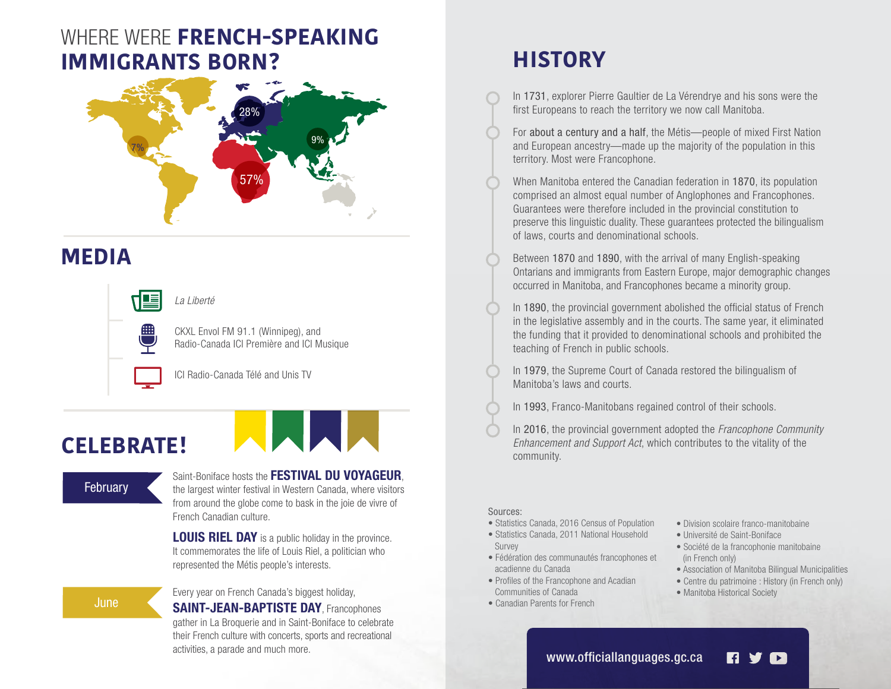## WHERE WERE **FRENCH-SPEAKING IMMIGRANTS BORN?**

28%

9%

7%

57%

## MEDIA

*La Liberté*

CKXL Envol FM 91.1 (Winnipeg), and Radio-Canada ICI Première and ICI Musique

ICI Radio-Canada Télé and Unis TV

## CELEBRATE!

**February**

Saint-Boniface hosts the **FESTIVAL DU VOYAGEUR**, the largest winter festival in Western Canada, where visitors from around the globe come to bask in the joie de vivre of French Canadian culture.

**LOUIS RIEL DAY** is a public holiday in the province. It commemorates the life of Louis Riel, a politician who represented the Métis people's interests.

**June**

Every year on French Canada's biggest holiday, **SAINT-JEAN-BAPTISTE DAY**, Francophones gather in La Broquerie and in Saint-Boniface to celebrate their French culture with concerts, sports and recreational activities, a parade and much more.

## HISTORY

In 1731, explorer Pierre Gaultier de La Vérendrye and his sons were the first Europeans to reach the territory we now call Manitoba.

For about a century and a half, the Métis—people of mixed First Nation and European ancestry—made up the majority of the population in this territory. Most were Francophone.

When Manitoba entered the Canadian federation in 1870, its population comprised an almost equal number of Anglophones and Francophones. Guarantees were therefore included in the provincial constitution to preserve this linguistic duality. These guarantees protected the bilingualism of laws, courts and denominational schools.

Between 1870 and 1890, with the arrival of many English-speaking Ontarians and immigrants from Eastern Europe, major demographic changes occurred in Manitoba, and Francophones became a minority group.

In 1890, the provincial government abolished the official status of French in the legislative assembly and in the courts. The same year, it eliminated the funding that it provided to denominational schools and prohibited the teaching of French in public schools.

In 1979, the Supreme Court of Canada restored the bilingualism of Manitoba's laws and courts.

In 1993, Franco-Manitobans regained control of their schools.

In 2016, the provincial government adopted the *Francophone Community Enhancement and Support Act*, which contributes to the vitality of the community.

Sources:

- Statistics Canada, 2016 Census of Population
- Statistics Canada, 2011 National Household Survey
- Fédération des communautés francophones et acadienne du Canada
- Profiles of the Francophone and Acadian Communities of Canada
- Canadian Parents for French
- Division scolaire franco-manitobaine
- Université de Saint-Boniface
- Société de la francophonie manitobaine (in French only)
- Association of Manitoba Bilingual Municipalities
- Centre du patrimoine : History (in French only)
- Manitoba Historical Society

www.officiallanguages.gc.ca